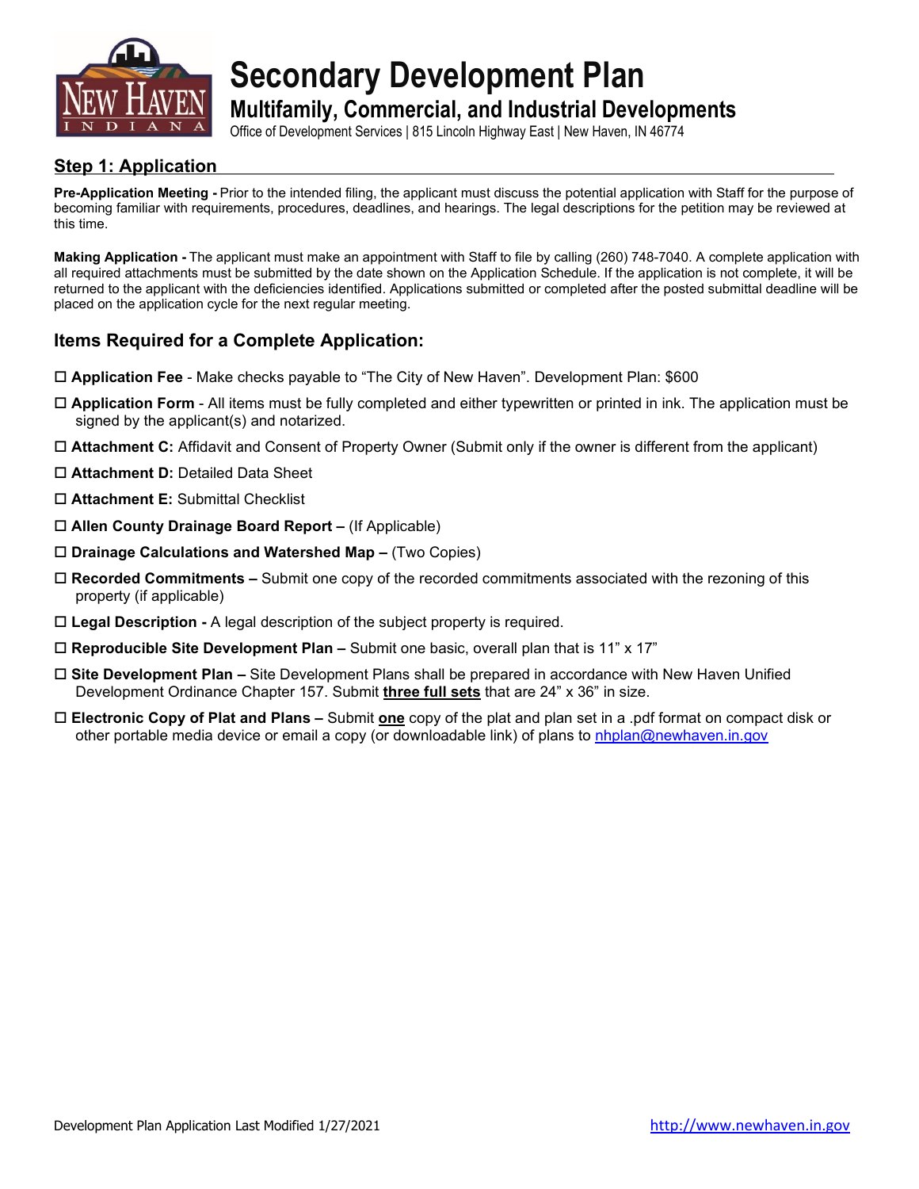# Secondary Development Plan

## Multifamily, Commercial, and Industrial Developments

Office of Development Services | 815 Lincoln Highway East | New Haven, IN 46774

## Step 1: Application

**Pre-Application Meeting -** Prior to the intended filing, the applicant must discuss the potential application with Staff for the purpose of becoming familiar with requirements, procedures, deadlines, and hearings. The legal descriptions for the petition may be reviewed at this time.

**Making Application -** The applicant must make an appointment with Staff to file by calling (260) 748-7040. A complete application with all required attachments must be submitted by the date shown on the Application Schedule. If the application is not complete, it will be returned to the applicant with the deficiencies identified. Applications submitted or completed after the posted submittal deadline will be placed on the application cycle for the next regular meeting.

### Items Required for a Complete Application:

- ☐ **Application Fee** - Make checks payable to "The City of New Haven". Development Plan: $600
- ☐ **Application Form** - All items must be fully completed and either typewritten or printed in ink. The application must be signed by the applicant(s) and notarized.
- ☐ **Attachment C:** Affidavit and Consent of Property Owner (Submit only if the owner is different from the applicant)
- ☐ **Attachment D:** Detailed Data Sheet
- ☐ **Attachment E:** Submittal Checklist
- ☐ **Allen County Drainage Board Report –** (If Applicable)
- ☐ **Drainage Calculations and Watershed Map –** (Two Copies)
- ☐ **Recorded Commitments –** Submit one copy of the recorded commitments associated with the rezoning of this property (if applicable)
- ☐ **Legal Description -** A legal description of the subject property is required.
- ☐ **Reproducible Site Development Plan –** Submit one basic, overall plan that is 11" x 17"
- ☐ **Site Development Plan –** Site Development Plans shall be prepared in accordance with New Haven Unified Development Ordinance Chapter 157. Submit **three full sets** that are 24" x 36" in size.
- ☐ **Electronic Copy of Plat and Plans –** Submit **one** copy of the plat and plan set in a .pdf format on compact disk or other portable media device or email a copy (or downloadable link) of plans to nhplan@newhaven.in.gov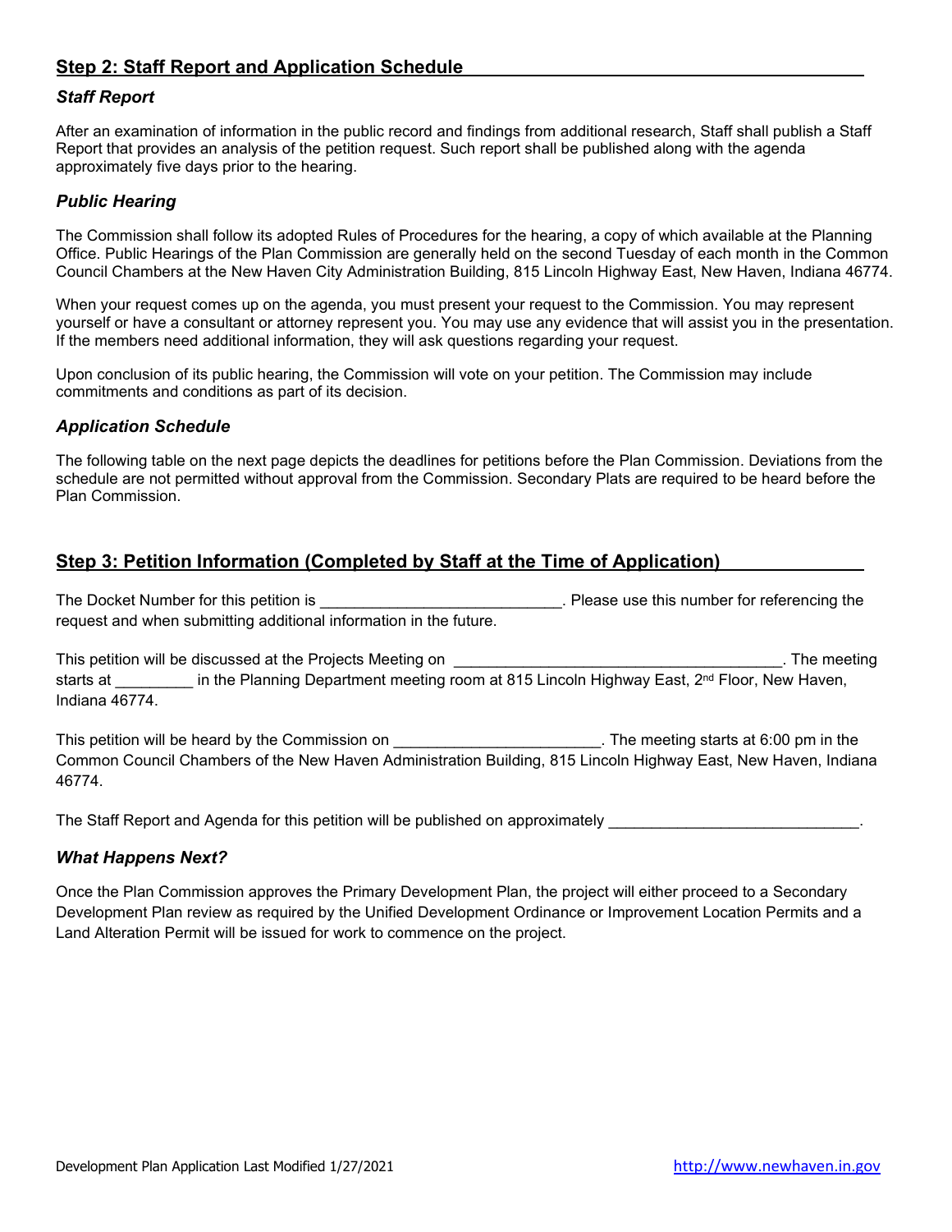## Step 2: Staff Report and Application Schedule

### *Staff Report*

After an examination of information in the public record and findings from additional research, Staff shall publish a Staff Report that provides an analysis of the petition request. Such report shall be published along with the agenda approximately five days prior to the hearing.

### *Public Hearing*

The Commission shall follow its adopted Rules of Procedures for the hearing, a copy of which available at the Planning Office. Public Hearings of the Plan Commission are generally held on the second Tuesday of each month in the Common Council Chambers at the New Haven City Administration Building, 815 Lincoln Highway East, New Haven, Indiana 46774.

When your request comes up on the agenda, you must present your request to the Commission. You may represent yourself or have a consultant or attorney represent you. You may use any evidence that will assist you in the presentation. If the members need additional information, they will ask questions regarding your request.

Upon conclusion of its public hearing, the Commission will vote on your petition. The Commission may include commitments and conditions as part of its decision.

### *Application Schedule*

The following table on the next page depicts the deadlines for petitions before the Plan Commission. Deviations from the schedule are not permitted without approval from the Commission. Secondary Plats are required to be heard before the Plan Commission.

## Step 3: Petition Information (Completed by Staff at the Time of Application)

The Docket Number for this petition is ____________________________. Please use this number for referencing the request and when submitting additional information in the future.

This petition will be discussed at the Projects Meeting on ______________________________________. The meeting starts at _________ in the Planning Department meeting room at 815 Lincoln Highway East, 2nd Floor, New Haven, Indiana 46774.

This petition will be heard by the Commission on ________________________. The meeting starts at 6:00 pm in the Common Council Chambers of the New Haven Administration Building, 815 Lincoln Highway East, New Haven, Indiana 46774.

The Staff Report and Agenda for this petition will be published on approximately _____________________________.

### *What Happens Next?*

Once the Plan Commission approves the Primary Development Plan, the project will either proceed to a Secondary Development Plan review as required by the Unified Development Ordinance or Improvement Location Permits and a Land Alteration Permit will be issued for work to commence on the project.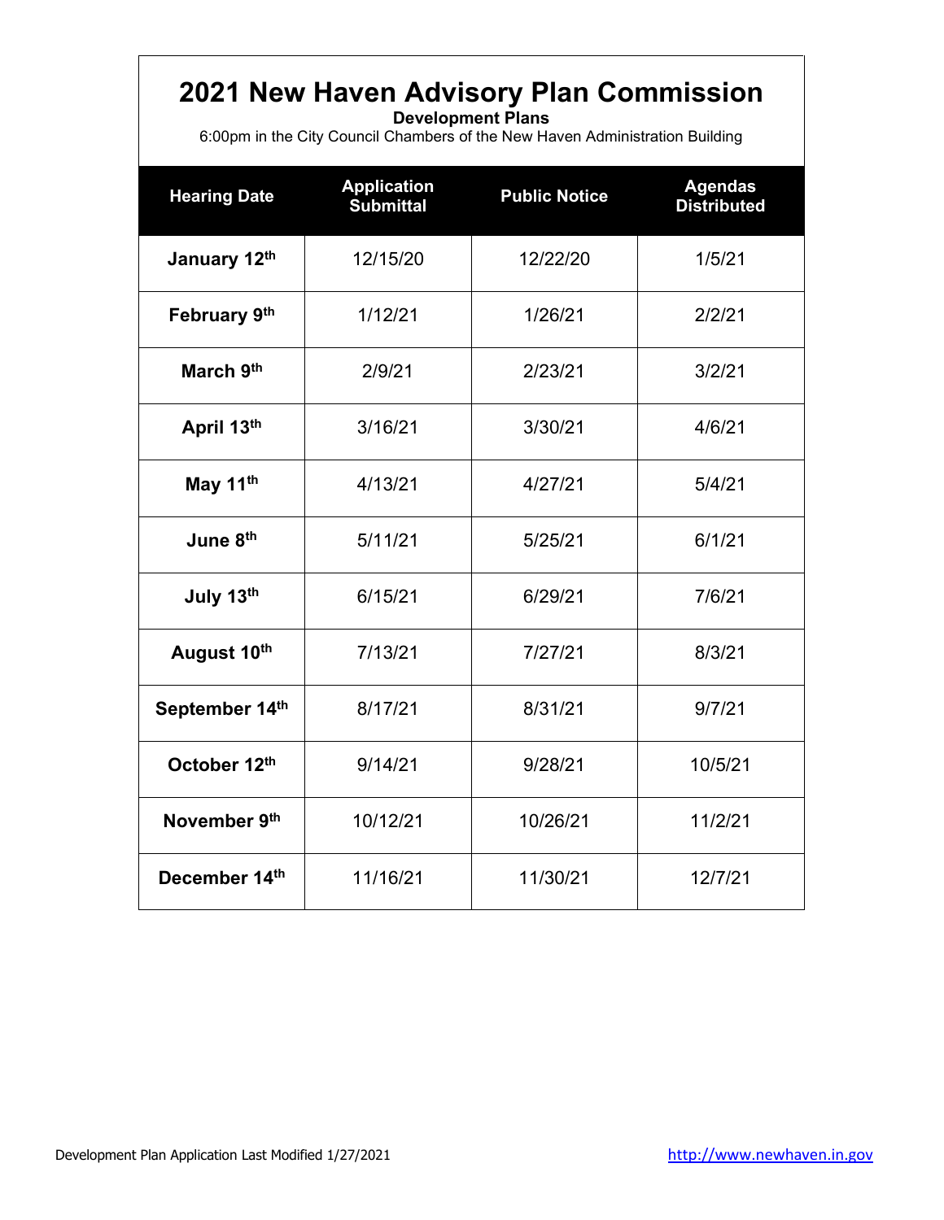# 2021 New Haven Advisory Plan Commission

**Development Plans**

6:00pm in the City Council Chambers of the New Haven Administration Building

| Hearing Date | Application Submittal | Public Notice | Agendas Distributed |
|---|---|---|---|
| **January 12th** | 12/15/20 | 12/22/20 | 1/5/21 |
| **February 9th** | 1/12/21 | 1/26/21 | 2/2/21 |
| **March 9th** | 2/9/21 | 2/23/21 | 3/2/21 |
| **April 13th** | 3/16/21 | 3/30/21 | 4/6/21 |
| **May 11th** | 4/13/21 | 4/27/21 | 5/4/21 |
| **June 8th** | 5/11/21 | 5/25/21 | 6/1/21 |
| **July 13th** | 6/15/21 | 6/29/21 | 7/6/21 |
| **August 10th** | 7/13/21 | 7/27/21 | 8/3/21 |
| **September 14th** | 8/17/21 | 8/31/21 | 9/7/21 |
| **October 12th** | 9/14/21 | 9/28/21 | 10/5/21 |
| **November 9th** | 10/12/21 | 10/26/21 | 11/2/21 |
| **December 14th** | 11/16/21 | 11/30/21 | 12/7/21 |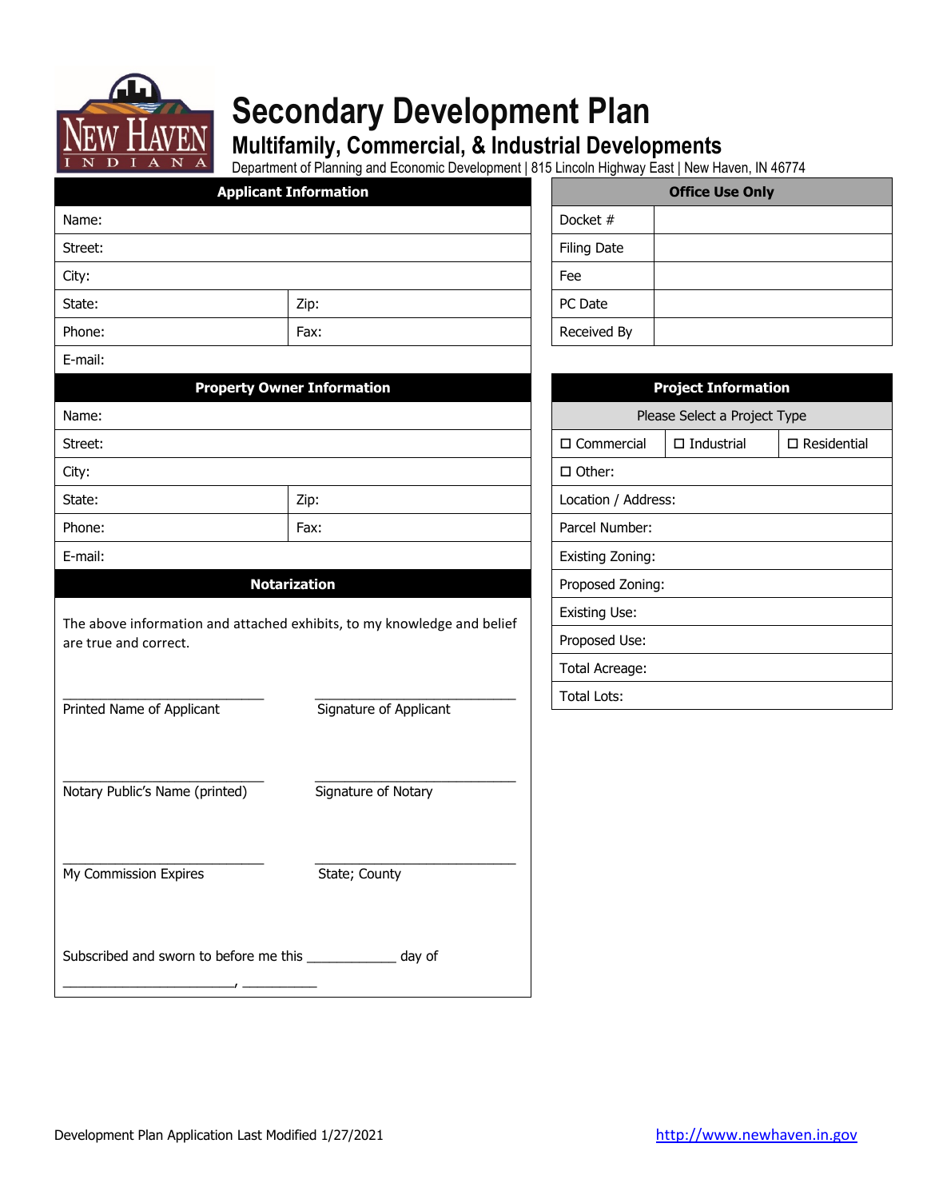# Secondary Development Plan

## Multifamily, Commercial, & Industrial Developments

Department of Planning and Economic Development | 815 Lincoln Highway East | New Haven, IN 46774

| Applicant Information | |
|---|---|
| Name: | |
| Street: | |
| City: | |
| State: | Zip: |
| Phone: | Fax: |
| E-mail: | |

| Property Owner Information | |
|---|---|
| Name: | |
| Street: | |
| City: | |
| State: | Zip: |
| Phone: | Fax: |
| E-mail: | |

| Office Use Only | |
|---|---|
| Docket # | |
| Filing Date | |
| Fee | |
| PC Date | |
| Received By | |

| Project Information | | |
|---|---|---|
| Please Select a Project Type | | |
| ☐ Commercial | ☐ Industrial | ☐ Residential |
| ☐ Other: | | |
| Location / Address: | | |
| Parcel Number: | | |
| Existing Zoning: | | |
| Proposed Zoning: | | |
| Existing Use: | | |
| Proposed Use: | | |
| Total Acreage: | | |
| Total Lots: | | |

### Notarization

The above information and attached exhibits, to my knowledge and belief are true and correct.

| | |
|---|---|
| ___________________________ Printed Name of Applicant | ___________________________ Signature of Applicant |
| ___________________________ Notary Public's Name (printed) | ___________________________ Signature of Notary |
| ___________________________ My Commission Expires | ___________________________ State; County |

Subscribed and sworn to before me this ____________ day of

________________________, __________

Development Plan Application Last Modified 1/27/2021

http://www.newhaven.in.gov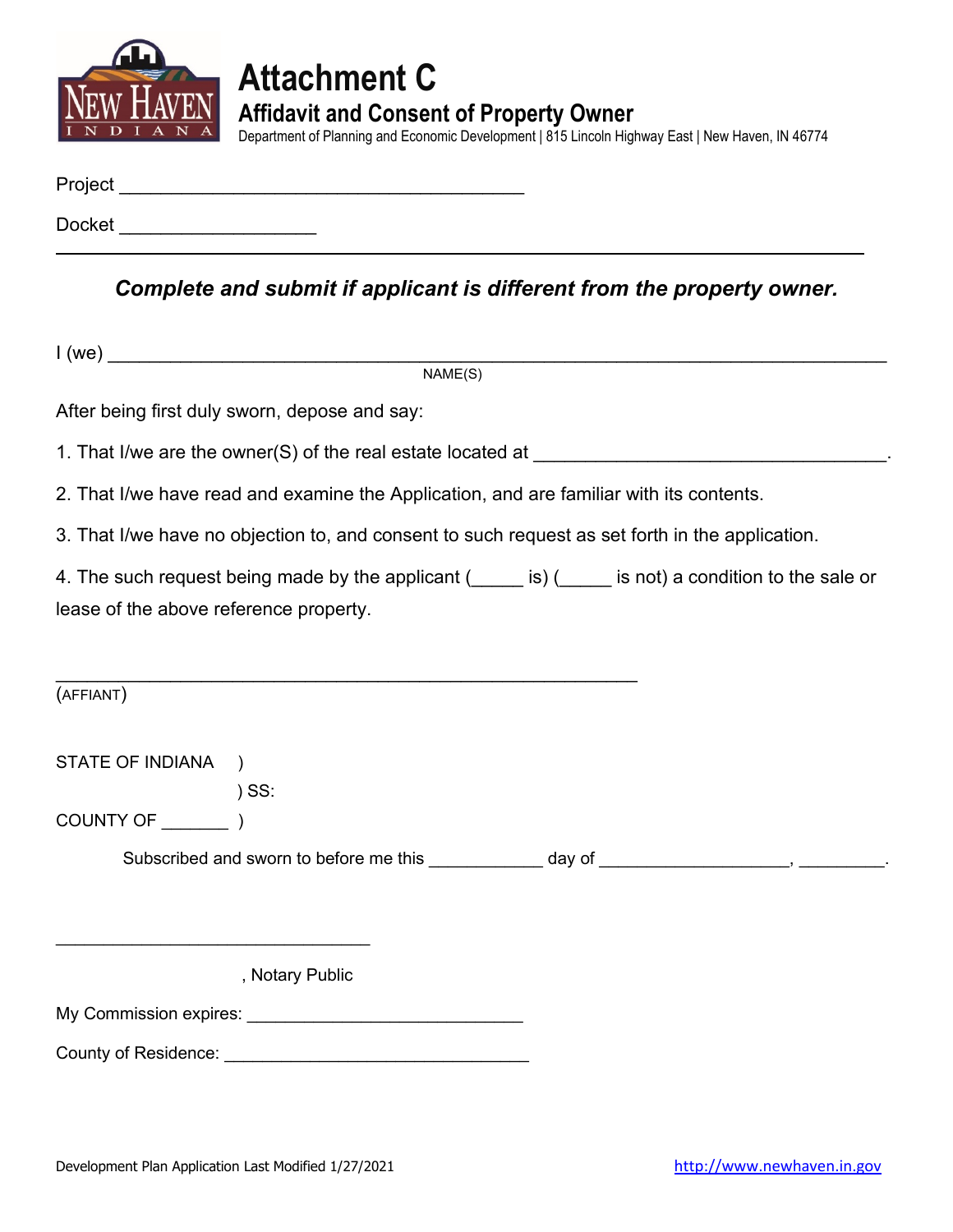# Attachment C

## Affidavit and Consent of Property Owner

Department of Planning and Economic Development | 815 Lincoln Highway East | New Haven, IN 46774

Project ________________________________________

Docket ___________________

---

***Complete and submit if applicant is different from the property owner.***

I (we) ____________________________________________________________________________
NAME(S)

After being first duly sworn, depose and say:

1. That I/we are the owner(S) of the real estate located at ___________________________________.

2. That I/we have read and examine the Application, and are familiar with its contents.

3. That I/we have no objection to, and consent to such request as set forth in the application.

4. The such request being made by the applicant (_____ is) (_____ is not) a condition to the sale or lease of the above reference property.

_________________________________________________________
(AFFIANT)

STATE OF INDIANA )
) SS:
COUNTY OF _______ )

Subscribed and sworn to before me this ___________ day of ___________________, _________.

________________________________
, Notary Public

My Commission expires: ____________________________

County of Residence: _______________________________

Development Plan Application Last Modified 1/27/2021 http://www.newhaven.in.gov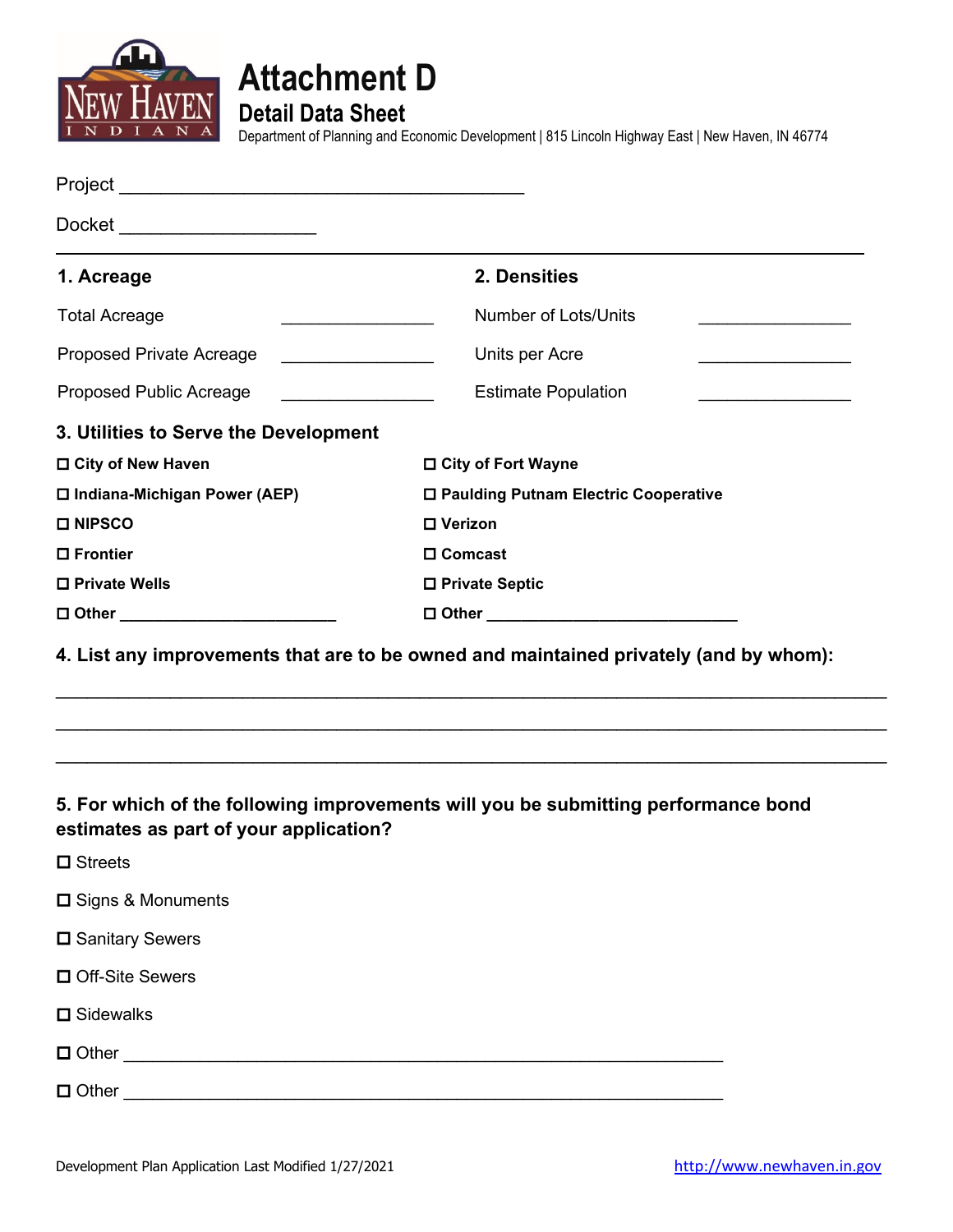# Attachment D

## Detail Data Sheet

Department of Planning and Economic Development | 815 Lincoln Highway East | New Haven, IN 46774

Project ________________________________________

Docket ___________________

---

**1. Acreage**

Total Acreage _______________

Proposed Private Acreage _______________

Proposed Public Acreage _______________

**2. Densities**

Number of Lots/Units _______________

Units per Acre _______________

Estimate Population _______________

**3. Utilities to Serve the Development**

- ☐ **City of New Haven**
- ☐ **City of Fort Wayne**
- ☐ **Indiana-Michigan Power (AEP)**
- ☐ **Paulding Putnam Electric Cooperative**
- ☐ **NIPSCO**
- ☐ **Verizon**
- ☐ **Frontier**
- ☐ **Comcast**
- ☐ **Private Wells**
- ☐ **Private Septic**
- ☐ **Other** ________________________
- ☐ **Other** ____________________________

**4. List any improvements that are to be owned and maintained privately (and by whom):**

_______________________________________________________________________________

_______________________________________________________________________________

_______________________________________________________________________________

**5. For which of the following improvements will you be submitting performance bond estimates as part of your application?**

- ☐ Streets
- ☐ Signs & Monuments
- ☐ Sanitary Sewers
- ☐ Off-Site Sewers
- ☐ Sidewalks
- ☐ Other ____________________________________________________________
- ☐ Other ____________________________________________________________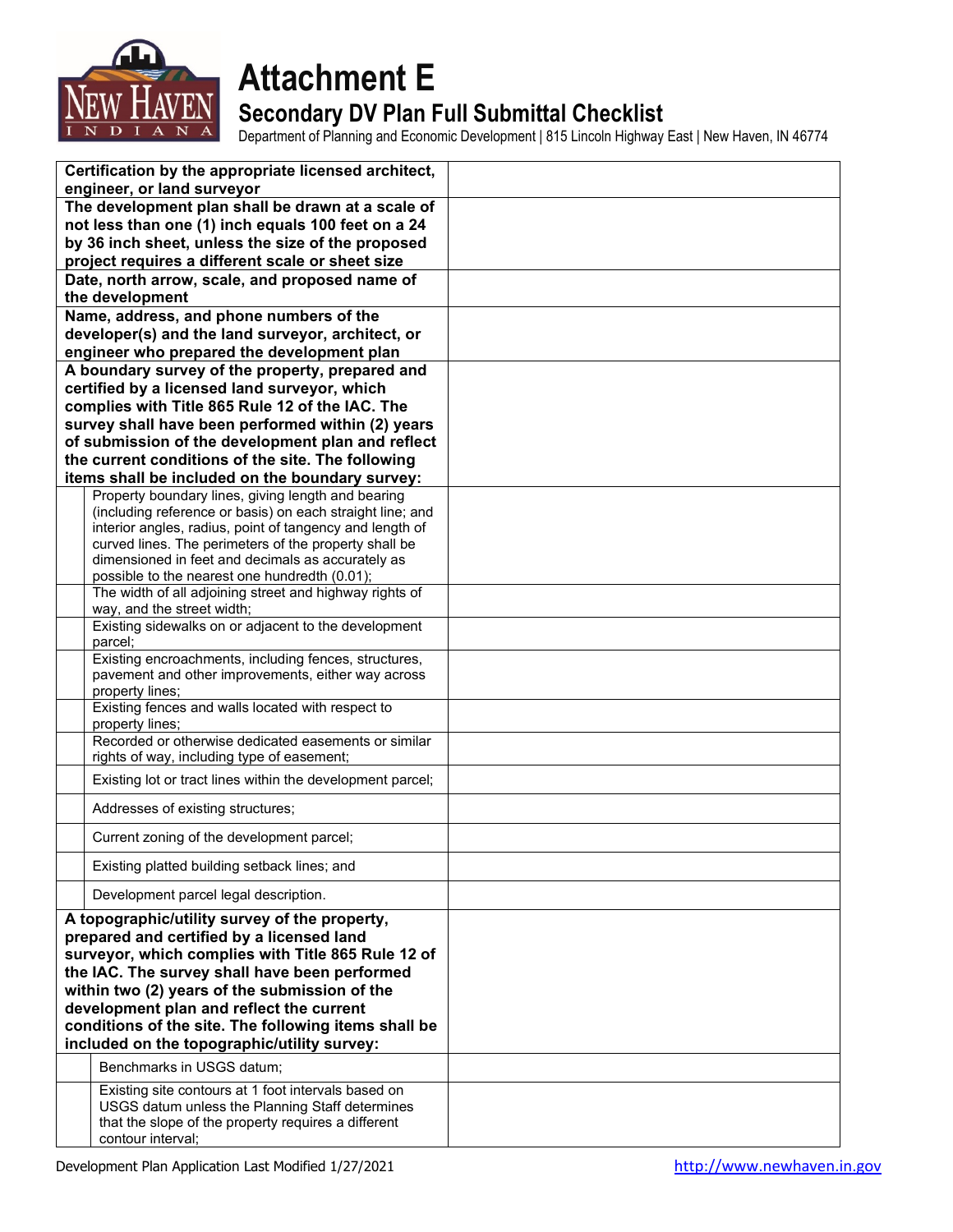# Attachment E

## Secondary DV Plan Full Submittal Checklist

Department of Planning and Economic Development | 815 Lincoln Highway East | New Haven, IN 46774

| Item | | |
|---|---|---|
| **Certification by the appropriate licensed architect, engineer, or land surveyor** | | |
| **The development plan shall be drawn at a scale of not less than one (1) inch equals 100 feet on a 24 by 36 inch sheet, unless the size of the proposed project requires a different scale or sheet size** | | |
| **Date, north arrow, scale, and proposed name of the development** | | |
| **Name, address, and phone numbers of the developer(s) and the land surveyor, architect, or engineer who prepared the development plan** | | |
| **A boundary survey of the property, prepared and certified by a licensed land surveyor, which complies with Title 865 Rule 12 of the IAC. The survey shall have been performed within (2) years of submission of the development plan and reflect the current conditions of the site. The following items shall be included on the boundary survey:** | | |
| | Property boundary lines, giving length and bearing (including reference or basis) on each straight line; and interior angles, radius, point of tangency and length of curved lines. The perimeters of the property shall be dimensioned in feet and decimals as accurately as possible to the nearest one hundredth (0.01); | |
| | The width of all adjoining street and highway rights of way, and the street width; | |
| | Existing sidewalks on or adjacent to the development parcel; | |
| | Existing encroachments, including fences, structures, pavement and other improvements, either way across property lines; | |
| | Existing fences and walls located with respect to property lines; | |
| | Recorded or otherwise dedicated easements or similar rights of way, including type of easement; | |
| | Existing lot or tract lines within the development parcel; | |
| | Addresses of existing structures; | |
| | Current zoning of the development parcel; | |
| | Existing platted building setback lines; and | |
| | Development parcel legal description. | |
| **A topographic/utility survey of the property, prepared and certified by a licensed land surveyor, which complies with Title 865 Rule 12 of the IAC. The survey shall have been performed within two (2) years of the submission of the development plan and reflect the current conditions of the site. The following items shall be included on the topographic/utility survey:** | | |
| | Benchmarks in USGS datum; | |
| | Existing site contours at 1 foot intervals based on USGS datum unless the Planning Staff determines that the slope of the property requires a different contour interval; | |

Development Plan Application Last Modified 1/27/2021 http://www.newhaven.in.gov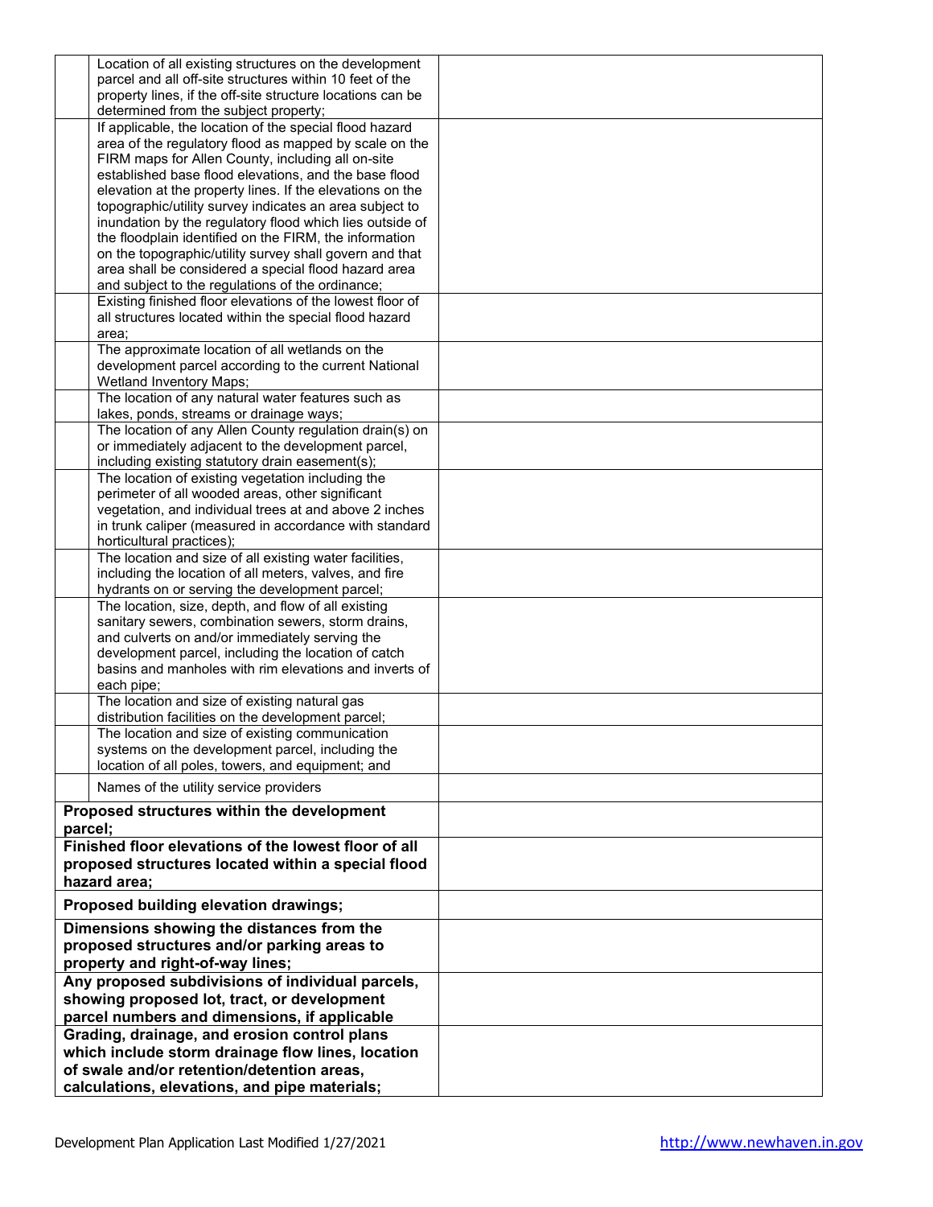| | | |
|---|---|---|
| | Location of all existing structures on the development parcel and all off-site structures within 10 feet of the property lines, if the off-site structure locations can be determined from the subject property; | |
| | If applicable, the location of the special flood hazard area of the regulatory flood as mapped by scale on the FIRM maps for Allen County, including all on-site established base flood elevations, and the base flood elevation at the property lines. If the elevations on the topographic/utility survey indicates an area subject to inundation by the regulatory flood which lies outside of the floodplain identified on the FIRM, the information on the topographic/utility survey shall govern and that area shall be considered a special flood hazard area and subject to the regulations of the ordinance; | |
| | Existing finished floor elevations of the lowest floor of all structures located within the special flood hazard area; | |
| | The approximate location of all wetlands on the development parcel according to the current National Wetland Inventory Maps; | |
| | The location of any natural water features such as lakes, ponds, streams or drainage ways; | |
| | The location of any Allen County regulation drain(s) on or immediately adjacent to the development parcel, including existing statutory drain easement(s); | |
| | The location of existing vegetation including the perimeter of all wooded areas, other significant vegetation, and individual trees at and above 2 inches in trunk caliper (measured in accordance with standard horticultural practices); | |
| | The location and size of all existing water facilities, including the location of all meters, valves, and fire hydrants on or serving the development parcel; | |
| | The location, size, depth, and flow of all existing sanitary sewers, combination sewers, storm drains, and culverts on and/or immediately serving the development parcel, including the location of catch basins and manholes with rim elevations and inverts of each pipe; | |
| | The location and size of existing natural gas distribution facilities on the development parcel; | |
| | The location and size of existing communication systems on the development parcel, including the location of all poles, towers, and equipment; and | |
| | Names of the utility service providers | |
| **Proposed structures within the development parcel;** | | |
| **Finished floor elevations of the lowest floor of all proposed structures located within a special flood hazard area;** | | |
| **Proposed building elevation drawings;** | | |
| **Dimensions showing the distances from the proposed structures and/or parking areas to property and right-of-way lines;** | | |
| **Any proposed subdivisions of individual parcels, showing proposed lot, tract, or development parcel numbers and dimensions, if applicable** | | |
| **Grading, drainage, and erosion control plans which include storm drainage flow lines, location of swale and/or retention/detention areas, calculations, elevations, and pipe materials;** | | |

Development Plan Application Last Modified 1/27/2021 http://www.newhaven.in.gov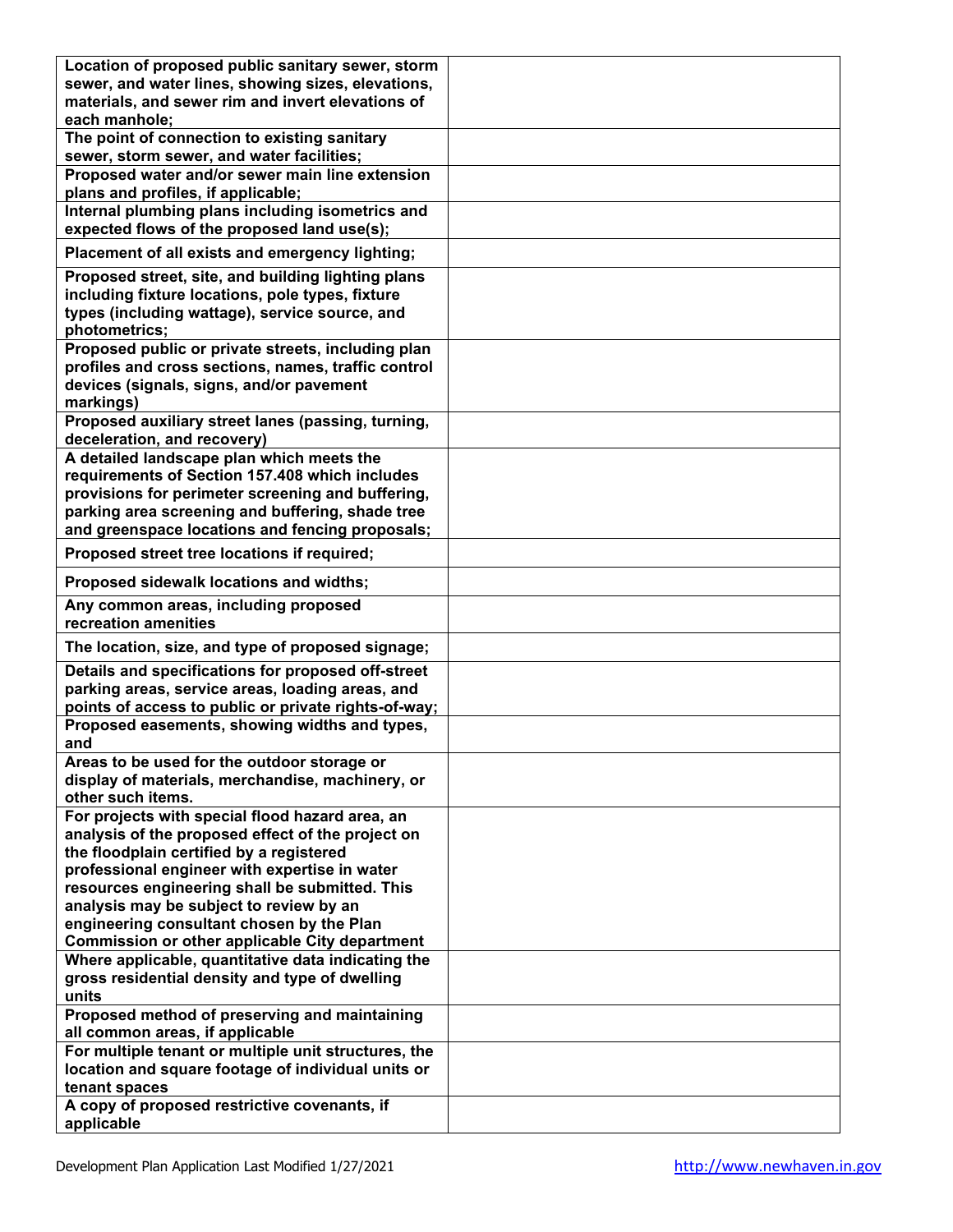| | |
|---|---|
| **Location of proposed public sanitary sewer, storm sewer, and water lines, showing sizes, elevations, materials, and sewer rim and invert elevations of each manhole;** | |
| **The point of connection to existing sanitary sewer, storm sewer, and water facilities;** | |
| **Proposed water and/or sewer main line extension plans and profiles, if applicable;** | |
| **Internal plumbing plans including isometrics and expected flows of the proposed land use(s);** | |
| **Placement of all exists and emergency lighting;** | |
| **Proposed street, site, and building lighting plans including fixture locations, pole types, fixture types (including wattage), service source, and photometrics;** | |
| **Proposed public or private streets, including plan profiles and cross sections, names, traffic control devices (signals, signs, and/or pavement markings)** | |
| **Proposed auxiliary street lanes (passing, turning, deceleration, and recovery)** | |
| **A detailed landscape plan which meets the requirements of Section 157.408 which includes provisions for perimeter screening and buffering, parking area screening and buffering, shade tree and greenspace locations and fencing proposals;** | |
| **Proposed street tree locations if required;** | |
| **Proposed sidewalk locations and widths;** | |
| **Any common areas, including proposed recreation amenities** | |
| **The location, size, and type of proposed signage;** | |
| **Details and specifications for proposed off-street parking areas, service areas, loading areas, and points of access to public or private rights-of-way;** | |
| **Proposed easements, showing widths and types, and** | |
| **Areas to be used for the outdoor storage or display of materials, merchandise, machinery, or other such items.** | |
| **For projects with special flood hazard area, an analysis of the proposed effect of the project on the floodplain certified by a registered professional engineer with expertise in water resources engineering shall be submitted. This analysis may be subject to review by an engineering consultant chosen by the Plan Commission or other applicable City department** | |
| **Where applicable, quantitative data indicating the gross residential density and type of dwelling units** | |
| **Proposed method of preserving and maintaining all common areas, if applicable** | |
| **For multiple tenant or multiple unit structures, the location and square footage of individual units or tenant spaces** | |
| **A copy of proposed restrictive covenants, if applicable** | |